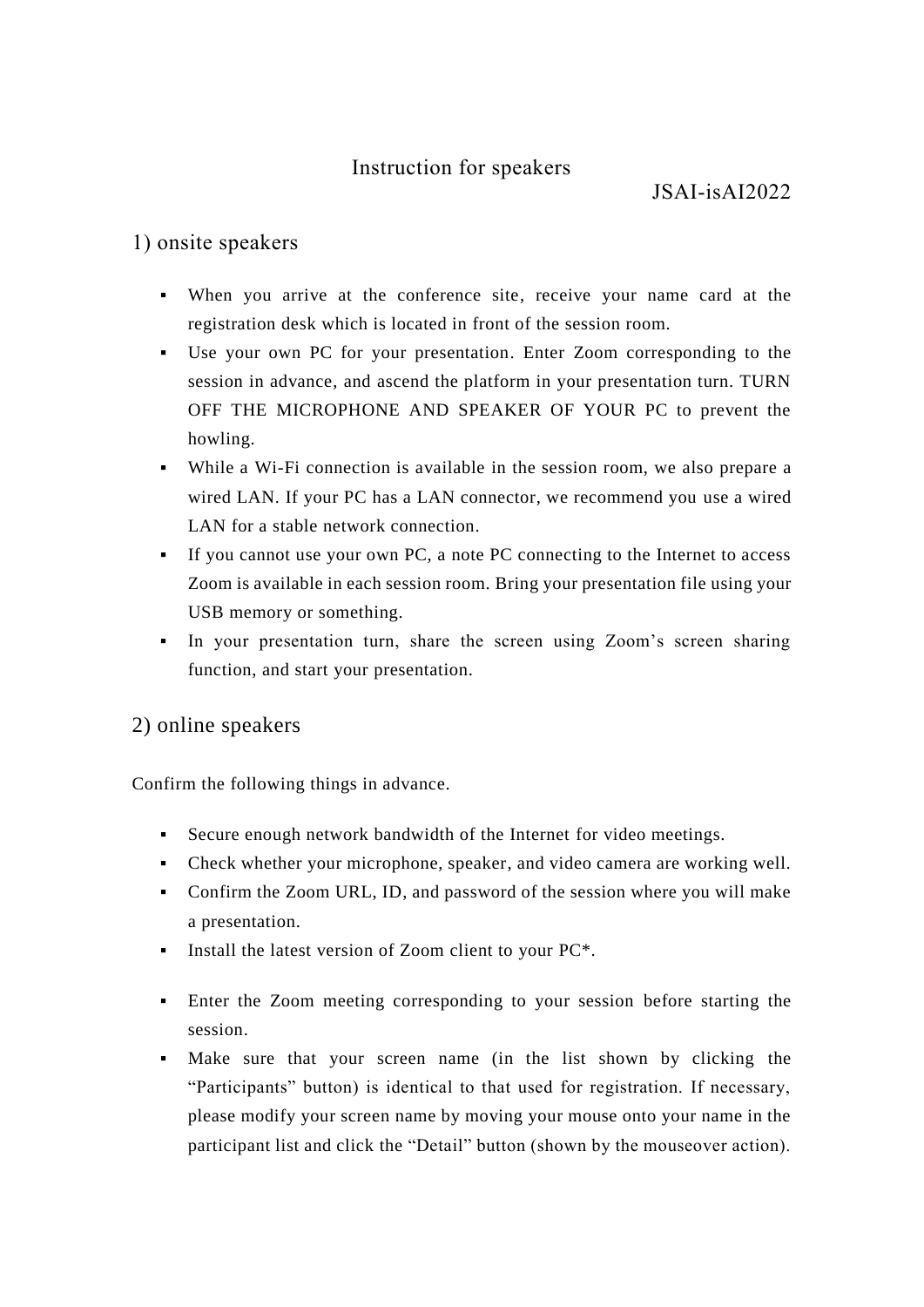# Instruction for speakers

JSAI-isAI2022

## 1) onsite speakers

- When you arrive at the conference site, receive your name card at the registration desk which is located in front of the session room.
- Use your own PC for your presentation. Enter Zoom corresponding to the session in advance, and ascend the platform in your presentation turn. TURN OFF THE MICROPHONE AND SPEAKER OF YOUR PC to prevent the howling.
- While a Wi-Fi connection is available in the session room, we also prepare a wired LAN. If your PC has a LAN connector, we recommend you use a wired LAN for a stable network connection.
- If you cannot use your own PC, a note PC connecting to the Internet to access Zoom is available in each session room. Bring your presentation file using your USB memory or something.
- In your presentation turn, share the screen using Zoom's screen sharing function, and start your presentation.

## 2) online speakers

Confirm the following things in advance.

- Secure enough network bandwidth of the Internet for video meetings.
- Check whether your microphone, speaker, and video camera are working well.
- Confirm the Zoom URL, ID, and password of the session where you will make a presentation.
- Install the latest version of Zoom client to your PC*.

- Enter the Zoom meeting corresponding to your session before starting the session.
- Make sure that your screen name (in the list shown by clicking the "Participants" button) is identical to that used for registration. If necessary, please modify your screen name by moving your mouse onto your name in the participant list and click the "Detail" button (shown by the mouseover action).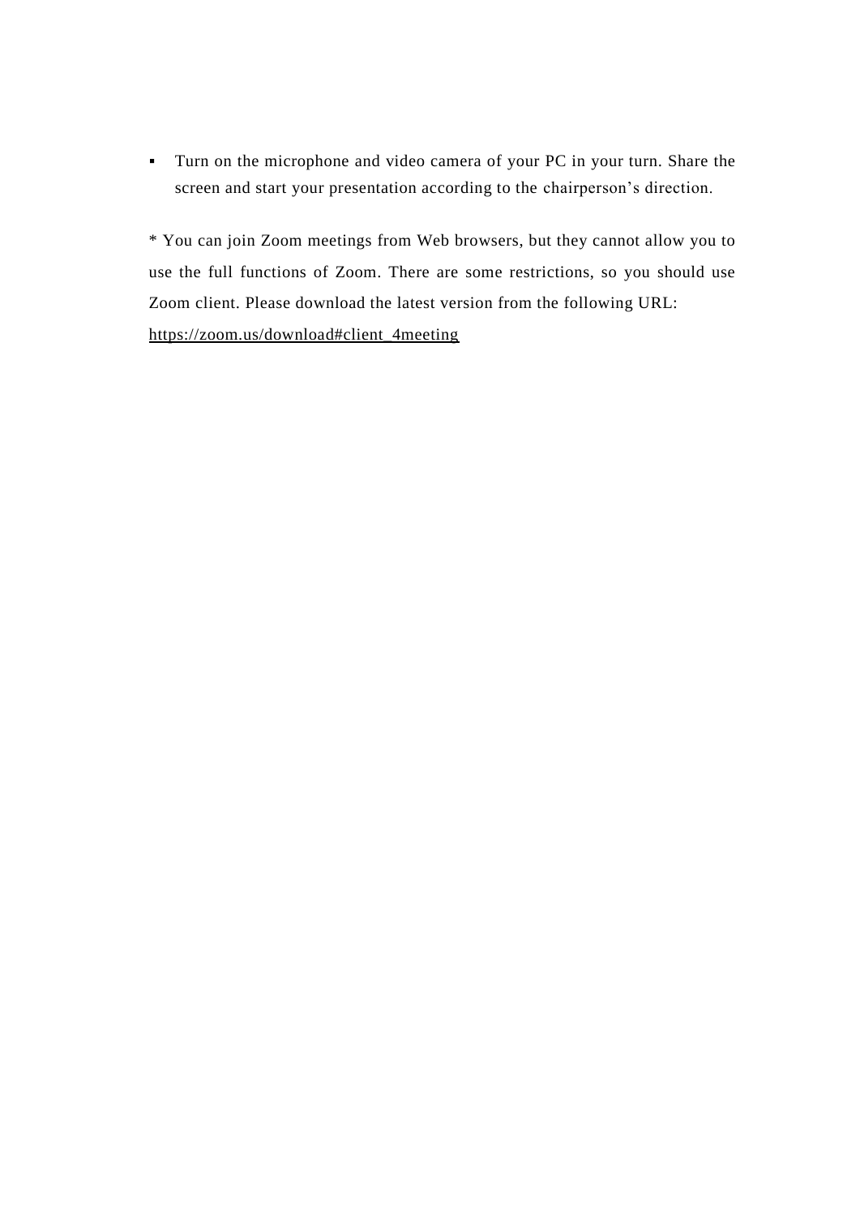- Turn on the microphone and video camera of your PC in your turn. Share the screen and start your presentation according to the chairperson's direction.

* You can join Zoom meetings from Web browsers, but they cannot allow you to use the full functions of Zoom. There are some restrictions, so you should use Zoom client. Please download the latest version from the following URL:
https://zoom.us/download#client_4meeting